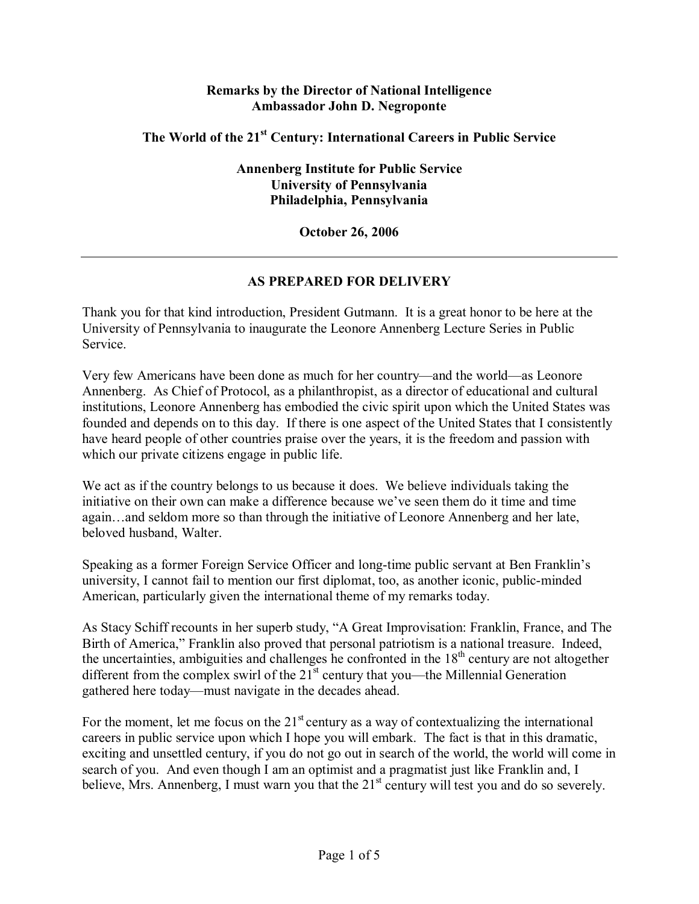**Remarks by the Director of National Intelligence**
**Ambassador John D. Negroponte**

**The World of the 21st Century: International Careers in Public Service**

**Annenberg Institute for Public Service**
**University of Pennsylvania**
**Philadelphia, Pennsylvania**

**October 26, 2006**

---

**AS PREPARED FOR DELIVERY**

Thank you for that kind introduction, President Gutmann. It is a great honor to be here at the University of Pennsylvania to inaugurate the Leonore Annenberg Lecture Series in Public Service.

Very few Americans have been done as much for her country—and the world—as Leonore Annenberg. As Chief of Protocol, as a philanthropist, as a director of educational and cultural institutions, Leonore Annenberg has embodied the civic spirit upon which the United States was founded and depends on to this day. If there is one aspect of the United States that I consistently have heard people of other countries praise over the years, it is the freedom and passion with which our private citizens engage in public life.

We act as if the country belongs to us because it does. We believe individuals taking the initiative on their own can make a difference because we've seen them do it time and time again…and seldom more so than through the initiative of Leonore Annenberg and her late, beloved husband, Walter.

Speaking as a former Foreign Service Officer and long-time public servant at Ben Franklin's university, I cannot fail to mention our first diplomat, too, as another iconic, public-minded American, particularly given the international theme of my remarks today.

As Stacy Schiff recounts in her superb study, "A Great Improvisation: Franklin, France, and The Birth of America," Franklin also proved that personal patriotism is a national treasure. Indeed, the uncertainties, ambiguities and challenges he confronted in the 18th century are not altogether different from the complex swirl of the 21st century that you—the Millennial Generation gathered here today—must navigate in the decades ahead.

For the moment, let me focus on the 21st century as a way of contextualizing the international careers in public service upon which I hope you will embark. The fact is that in this dramatic, exciting and unsettled century, if you do not go out in search of the world, the world will come in search of you. And even though I am an optimist and a pragmatist just like Franklin and, I believe, Mrs. Annenberg, I must warn you that the 21st century will test you and do so severely.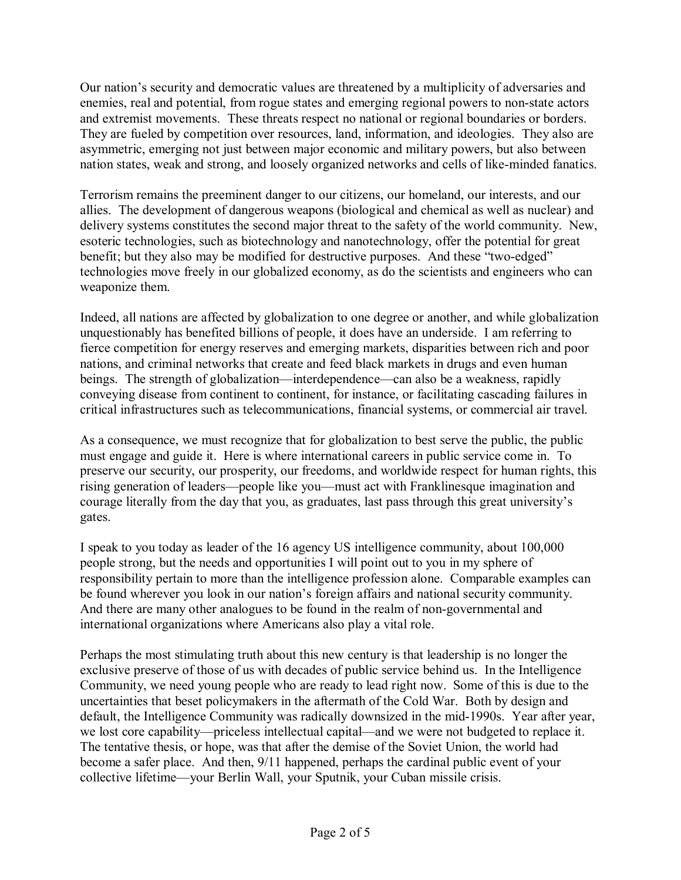Our nation's security and democratic values are threatened by a multiplicity of adversaries and enemies, real and potential, from rogue states and emerging regional powers to non-state actors and extremist movements. These threats respect no national or regional boundaries or borders. They are fueled by competition over resources, land, information, and ideologies. They also are asymmetric, emerging not just between major economic and military powers, but also between nation states, weak and strong, and loosely organized networks and cells of like-minded fanatics.

Terrorism remains the preeminent danger to our citizens, our homeland, our interests, and our allies. The development of dangerous weapons (biological and chemical as well as nuclear) and delivery systems constitutes the second major threat to the safety of the world community. New, esoteric technologies, such as biotechnology and nanotechnology, offer the potential for great benefit; but they also may be modified for destructive purposes. And these "two-edged" technologies move freely in our globalized economy, as do the scientists and engineers who can weaponize them.

Indeed, all nations are affected by globalization to one degree or another, and while globalization unquestionably has benefited billions of people, it does have an underside. I am referring to fierce competition for energy reserves and emerging markets, disparities between rich and poor nations, and criminal networks that create and feed black markets in drugs and even human beings. The strength of globalization—interdependence—can also be a weakness, rapidly conveying disease from continent to continent, for instance, or facilitating cascading failures in critical infrastructures such as telecommunications, financial systems, or commercial air travel.

As a consequence, we must recognize that for globalization to best serve the public, the public must engage and guide it. Here is where international careers in public service come in. To preserve our security, our prosperity, our freedoms, and worldwide respect for human rights, this rising generation of leaders—people like you—must act with Franklinesque imagination and courage literally from the day that you, as graduates, last pass through this great university's gates.

I speak to you today as leader of the 16 agency US intelligence community, about 100,000 people strong, but the needs and opportunities I will point out to you in my sphere of responsibility pertain to more than the intelligence profession alone. Comparable examples can be found wherever you look in our nation's foreign affairs and national security community. And there are many other analogues to be found in the realm of non-governmental and international organizations where Americans also play a vital role.

Perhaps the most stimulating truth about this new century is that leadership is no longer the exclusive preserve of those of us with decades of public service behind us. In the Intelligence Community, we need young people who are ready to lead right now. Some of this is due to the uncertainties that beset policymakers in the aftermath of the Cold War. Both by design and default, the Intelligence Community was radically downsized in the mid-1990s. Year after year, we lost core capability—priceless intellectual capital—and we were not budgeted to replace it. The tentative thesis, or hope, was that after the demise of the Soviet Union, the world had become a safer place. And then, 9/11 happened, perhaps the cardinal public event of your collective lifetime—your Berlin Wall, your Sputnik, your Cuban missile crisis.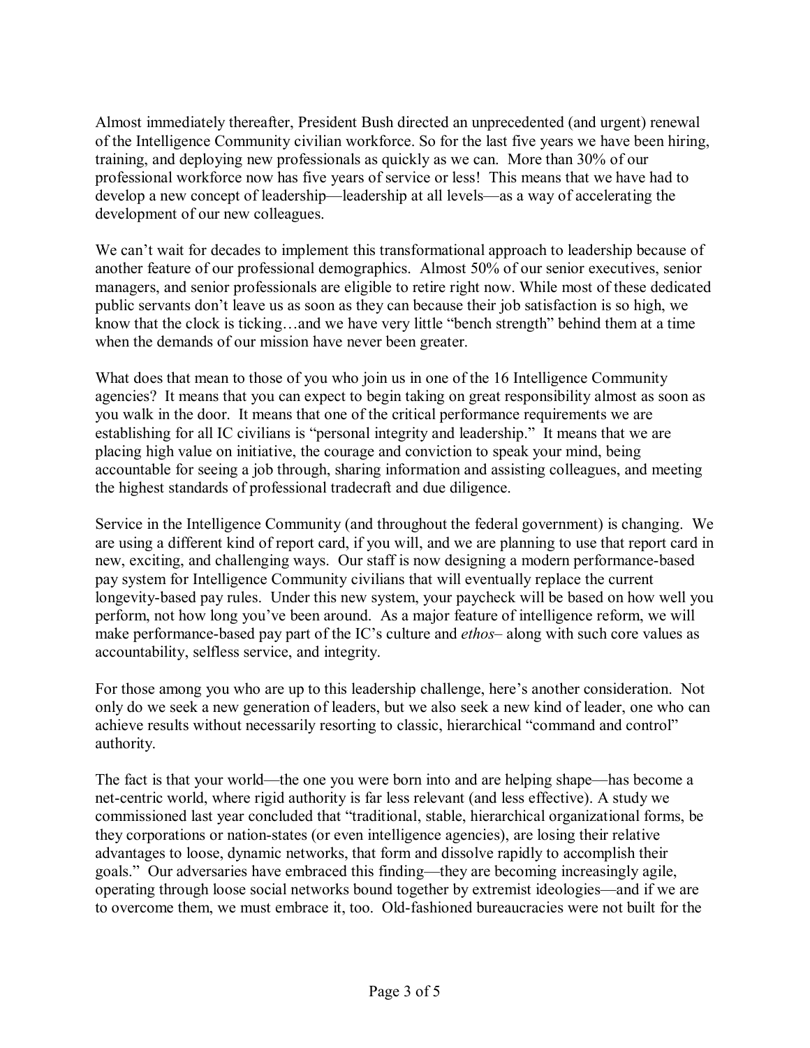Almost immediately thereafter, President Bush directed an unprecedented (and urgent) renewal of the Intelligence Community civilian workforce. So for the last five years we have been hiring, training, and deploying new professionals as quickly as we can. More than 30% of our professional workforce now has five years of service or less! This means that we have had to develop a new concept of leadership—leadership at all levels—as a way of accelerating the development of our new colleagues.

We can't wait for decades to implement this transformational approach to leadership because of another feature of our professional demographics. Almost 50% of our senior executives, senior managers, and senior professionals are eligible to retire right now. While most of these dedicated public servants don't leave us as soon as they can because their job satisfaction is so high, we know that the clock is ticking…and we have very little "bench strength" behind them at a time when the demands of our mission have never been greater.

What does that mean to those of you who join us in one of the 16 Intelligence Community agencies? It means that you can expect to begin taking on great responsibility almost as soon as you walk in the door. It means that one of the critical performance requirements we are establishing for all IC civilians is "personal integrity and leadership." It means that we are placing high value on initiative, the courage and conviction to speak your mind, being accountable for seeing a job through, sharing information and assisting colleagues, and meeting the highest standards of professional tradecraft and due diligence.

Service in the Intelligence Community (and throughout the federal government) is changing. We are using a different kind of report card, if you will, and we are planning to use that report card in new, exciting, and challenging ways. Our staff is now designing a modern performance-based pay system for Intelligence Community civilians that will eventually replace the current longevity-based pay rules. Under this new system, your paycheck will be based on how well you perform, not how long you've been around. As a major feature of intelligence reform, we will make performance-based pay part of the IC's culture and *ethos*– along with such core values as accountability, selfless service, and integrity.

For those among you who are up to this leadership challenge, here's another consideration. Not only do we seek a new generation of leaders, but we also seek a new kind of leader, one who can achieve results without necessarily resorting to classic, hierarchical "command and control" authority.

The fact is that your world—the one you were born into and are helping shape—has become a net-centric world, where rigid authority is far less relevant (and less effective). A study we commissioned last year concluded that "traditional, stable, hierarchical organizational forms, be they corporations or nation-states (or even intelligence agencies), are losing their relative advantages to loose, dynamic networks, that form and dissolve rapidly to accomplish their goals." Our adversaries have embraced this finding—they are becoming increasingly agile, operating through loose social networks bound together by extremist ideologies—and if we are to overcome them, we must embrace it, too. Old-fashioned bureaucracies were not built for the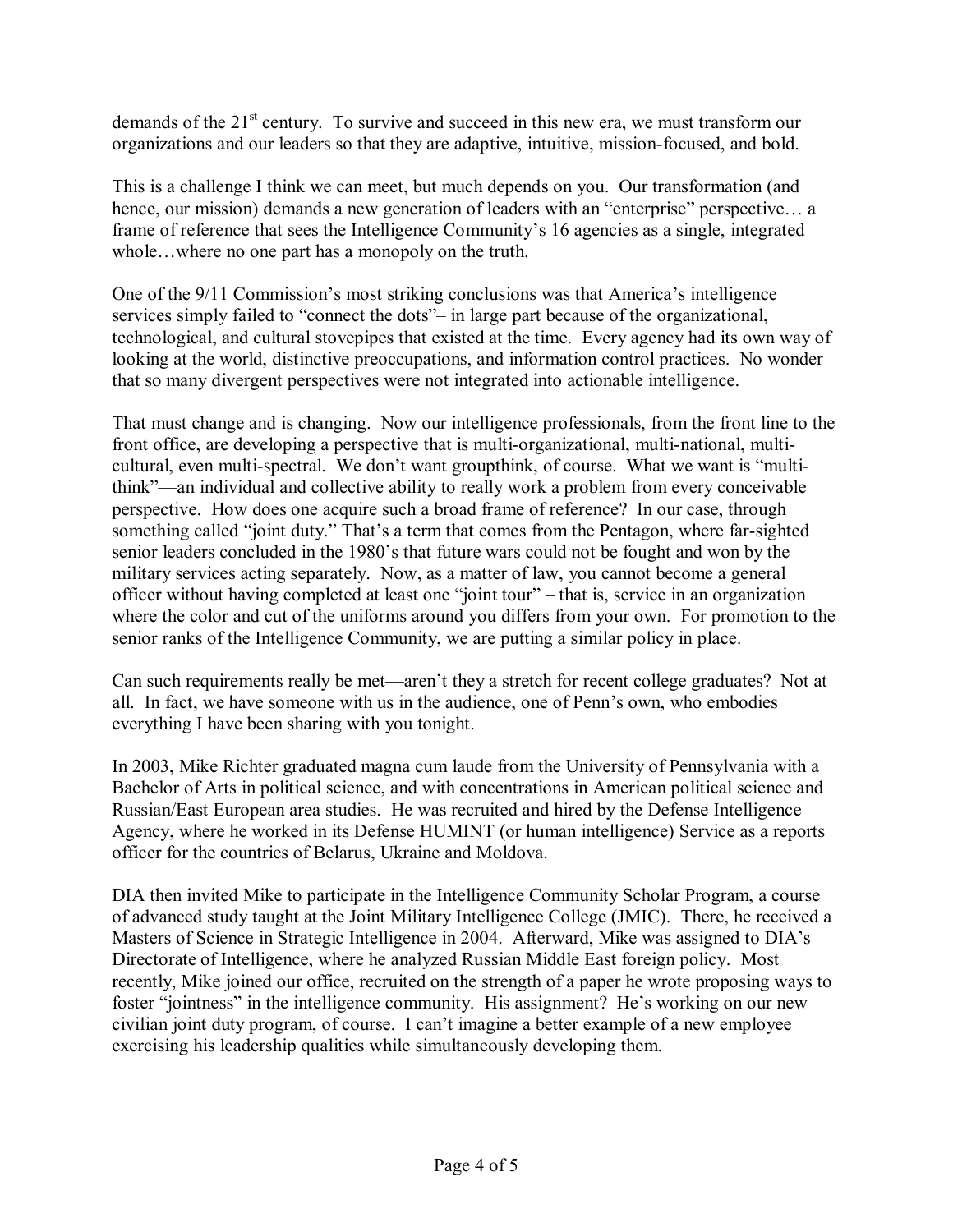demands of the 21st century. To survive and succeed in this new era, we must transform our organizations and our leaders so that they are adaptive, intuitive, mission-focused, and bold.

This is a challenge I think we can meet, but much depends on you. Our transformation (and hence, our mission) demands a new generation of leaders with an "enterprise" perspective… a frame of reference that sees the Intelligence Community's 16 agencies as a single, integrated whole…where no one part has a monopoly on the truth.

One of the 9/11 Commission's most striking conclusions was that America's intelligence services simply failed to "connect the dots"– in large part because of the organizational, technological, and cultural stovepipes that existed at the time. Every agency had its own way of looking at the world, distinctive preoccupations, and information control practices. No wonder that so many divergent perspectives were not integrated into actionable intelligence.

That must change and is changing. Now our intelligence professionals, from the front line to the front office, are developing a perspective that is multi-organizational, multi-national, multi-cultural, even multi-spectral. We don't want groupthink, of course. What we want is "multi-think"—an individual and collective ability to really work a problem from every conceivable perspective. How does one acquire such a broad frame of reference? In our case, through something called "joint duty." That's a term that comes from the Pentagon, where far-sighted senior leaders concluded in the 1980's that future wars could not be fought and won by the military services acting separately. Now, as a matter of law, you cannot become a general officer without having completed at least one "joint tour" – that is, service in an organization where the color and cut of the uniforms around you differs from your own. For promotion to the senior ranks of the Intelligence Community, we are putting a similar policy in place.

Can such requirements really be met—aren't they a stretch for recent college graduates? Not at all. In fact, we have someone with us in the audience, one of Penn's own, who embodies everything I have been sharing with you tonight.

In 2003, Mike Richter graduated magna cum laude from the University of Pennsylvania with a Bachelor of Arts in political science, and with concentrations in American political science and Russian/East European area studies. He was recruited and hired by the Defense Intelligence Agency, where he worked in its Defense HUMINT (or human intelligence) Service as a reports officer for the countries of Belarus, Ukraine and Moldova.

DIA then invited Mike to participate in the Intelligence Community Scholar Program, a course of advanced study taught at the Joint Military Intelligence College (JMIC). There, he received a Masters of Science in Strategic Intelligence in 2004. Afterward, Mike was assigned to DIA's Directorate of Intelligence, where he analyzed Russian Middle East foreign policy. Most recently, Mike joined our office, recruited on the strength of a paper he wrote proposing ways to foster "jointness" in the intelligence community. His assignment? He's working on our new civilian joint duty program, of course. I can't imagine a better example of a new employee exercising his leadership qualities while simultaneously developing them.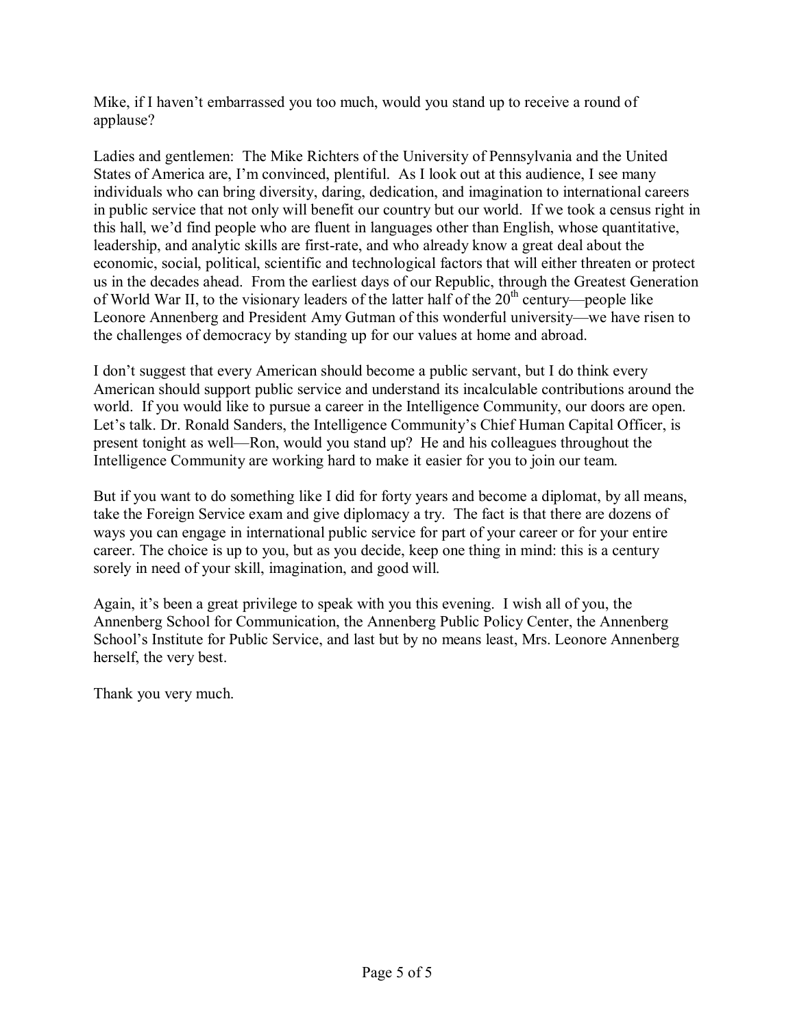Mike, if I haven't embarrassed you too much, would you stand up to receive a round of applause?

Ladies and gentlemen: The Mike Richters of the University of Pennsylvania and the United States of America are, I'm convinced, plentiful. As I look out at this audience, I see many individuals who can bring diversity, daring, dedication, and imagination to international careers in public service that not only will benefit our country but our world. If we took a census right in this hall, we'd find people who are fluent in languages other than English, whose quantitative, leadership, and analytic skills are first-rate, and who already know a great deal about the economic, social, political, scientific and technological factors that will either threaten or protect us in the decades ahead. From the earliest days of our Republic, through the Greatest Generation of World War II, to the visionary leaders of the latter half of the 20th century—people like Leonore Annenberg and President Amy Gutman of this wonderful university—we have risen to the challenges of democracy by standing up for our values at home and abroad.

I don't suggest that every American should become a public servant, but I do think every American should support public service and understand its incalculable contributions around the world. If you would like to pursue a career in the Intelligence Community, our doors are open. Let's talk. Dr. Ronald Sanders, the Intelligence Community's Chief Human Capital Officer, is present tonight as well—Ron, would you stand up? He and his colleagues throughout the Intelligence Community are working hard to make it easier for you to join our team.

But if you want to do something like I did for forty years and become a diplomat, by all means, take the Foreign Service exam and give diplomacy a try. The fact is that there are dozens of ways you can engage in international public service for part of your career or for your entire career. The choice is up to you, but as you decide, keep one thing in mind: this is a century sorely in need of your skill, imagination, and good will.

Again, it's been a great privilege to speak with you this evening. I wish all of you, the Annenberg School for Communication, the Annenberg Public Policy Center, the Annenberg School's Institute for Public Service, and last but by no means least, Mrs. Leonore Annenberg herself, the very best.

Thank you very much.